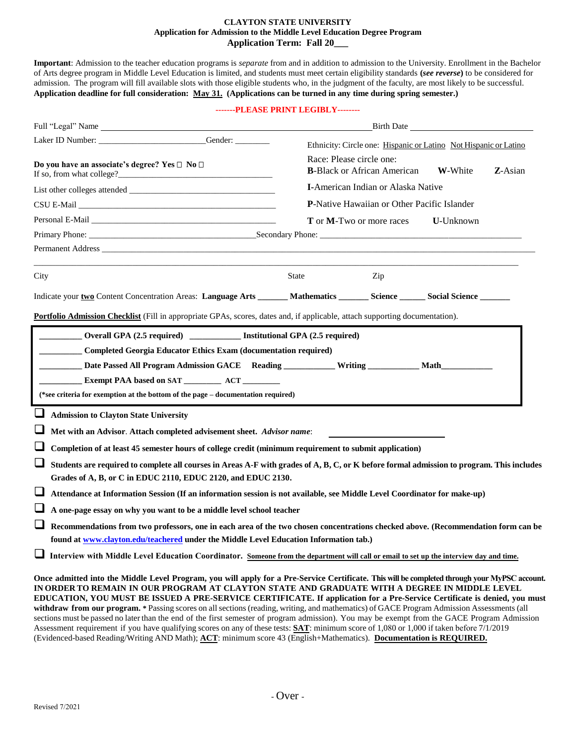**CLAYTON STATE UNIVERSITY**
**Application for Admission to the Middle Level Education Degree Program**
**Application Term: Fall 20___**

**Important**: Admission to the teacher education programs is *separate* from and in addition to admission to the University. Enrollment in the Bachelor of Arts degree program in Middle Level Education is limited, and students must meet certain eligibility standards **(*see reverse*)** to be considered for admission. The program will fill available slots with those eligible students who, in the judgment of the faculty, are most likely to be successful. **Application deadline for full consideration: May 31. (Applications can be turned in any time during spring semester.)**

**-------PLEASE PRINT LEGIBLY--------**

Full "Legal" Name ______________________________________________ Birth Date ____________________

Laker ID Number: ______________________ Gender: ________

Ethnicity: Circle one: Hispanic or Latino   Not Hispanic or Latino

**Do you have an associate's degree? Yes ☐ No ☐**
If so, from what college?______________________________

Race: Please circle one:
**B**-Black or African American   **W**-White   **Z**-Asian
**I**-American Indian or Alaska Native
**P**-Native Hawaiian or Other Pacific Islander
**T** or **M**-Two or more races   **U**-Unknown

List other colleges attended ______________________________

CSU E-Mail ______________________________

Personal E-Mail ______________________________

Primary Phone: ______________________________ Secondary Phone: ______________________________

Permanent Address ____________________________________________________________

City                    State                    Zip

Indicate your **two** Content Concentration Areas: **Language Arts** _______ **Mathematics** _______ **Science** ______ **Social Science** _______

**Portfolio Admission Checklist** (Fill in appropriate GPAs, scores, dates and, if applicable, attach supporting documentation).

_________ **Overall GPA (2.5 required)** ___________ **Institutional GPA (2.5 required)**

_________ **Completed Georgia Educator Ethics Exam (documentation required)**

_________ **Date Passed All Program Admission GACE  Reading** ___________ **Writing** ___________ **Math**___________

_________ **Exempt PAA based on SAT** ________ **ACT** ________

**(*see criteria for exemption at the bottom of the page – documentation required)**

- ☐ **Admission to Clayton State University**
- ☐ **Met with an Advisor. Attach completed advisement sheet.** ***Advisor name***: ____________________
- ☐ **Completion of at least 45 semester hours of college credit (minimum requirement to submit application)**
- ☐ **Students are required to complete all courses in Areas A-F with grades of A, B, C, or K before formal admission to program. This includes Grades of A, B, or C in EDUC 2110, EDUC 2120, and EDUC 2130.**
- ☐ **Attendance at Information Session (If an information session is not available, see Middle Level Coordinator for make-up)**
- ☐ **A one-page essay on why you want to be a middle level school teacher**
- ☐ **Recommendations from two professors, one in each area of the two chosen concentrations checked above. (Recommendation form can be found at www.clayton.edu/teachered under the Middle Level Education Information tab.)**
- ☐ **Interview with Middle Level Education Coordinator.** **Someone from the department will call or email to set up the interview day and time.**

**Once admitted into the Middle Level Program, you will apply for a Pre-Service Certificate. This will be completed through your MyPSC account. IN ORDER TO REMAIN IN OUR PROGRAM AT CLAYTON STATE AND GRADUATE WITH A DEGREE IN MIDDLE LEVEL EDUCATION, YOU MUST BE ISSUED A PRE-SERVICE CERTIFICATE. If application for a Pre-Service Certificate is denied, you must withdraw from our program.** * Passing scores on all sections (reading, writing, and mathematics) of GACE Program Admission Assessments (all sections must be passed no later than the end of the first semester of program admission). You may be exempt from the GACE Program Admission Assessment requirement if you have qualifying scores on any of these tests: **SAT**: minimum score of 1,080 or 1,000 if taken before 7/1/2019 (Evidenced-based Reading/Writing AND Math); **ACT**: minimum score 43 (English+Mathematics). **Documentation is REQUIRED.**

- Over -

Revised 7/2021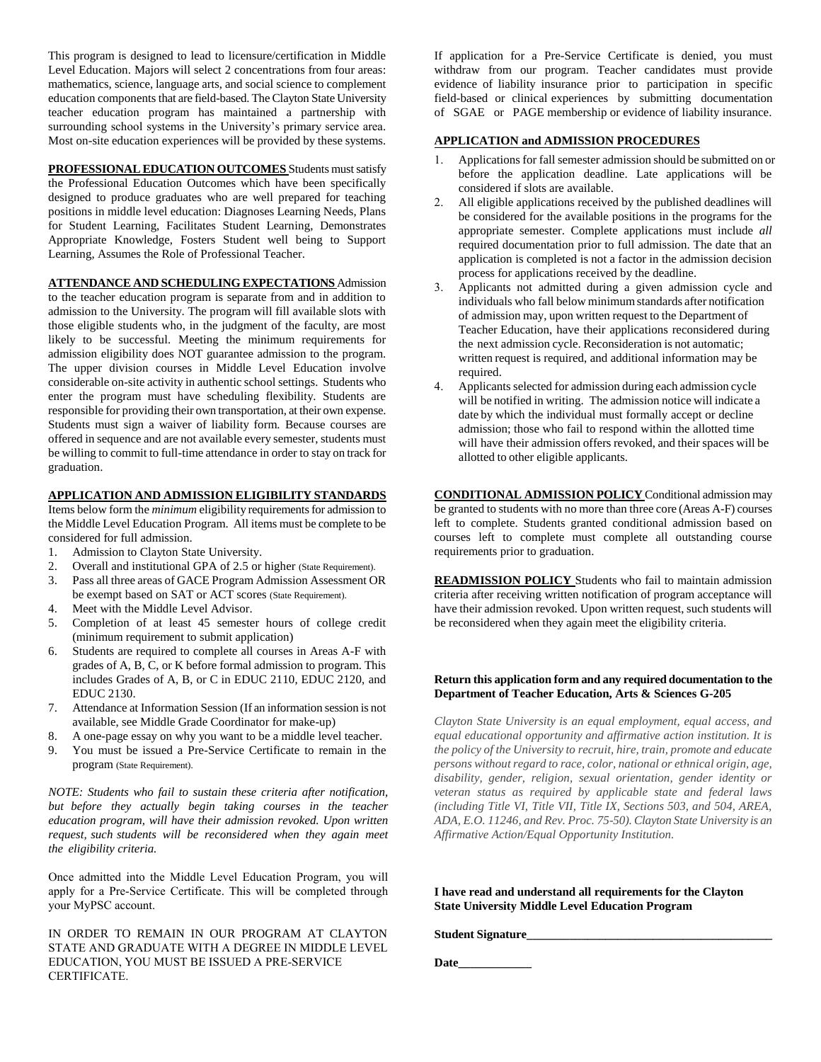This program is designed to lead to licensure/certification in Middle Level Education. Majors will select 2 concentrations from four areas: mathematics, science, language arts, and social science to complement education components that are field-based. The Clayton State University teacher education program has maintained a partnership with surrounding school systems in the University's primary service area. Most on-site education experiences will be provided by these systems.

**PROFESSIONAL EDUCATION OUTCOMES** Students must satisfy the Professional Education Outcomes which have been specifically designed to produce graduates who are well prepared for teaching positions in middle level education: Diagnoses Learning Needs, Plans for Student Learning, Facilitates Student Learning, Demonstrates Appropriate Knowledge, Fosters Student well being to Support Learning, Assumes the Role of Professional Teacher.

**ATTENDANCE AND SCHEDULING EXPECTATIONS** Admission to the teacher education program is separate from and in addition to admission to the University. The program will fill available slots with those eligible students who, in the judgment of the faculty, are most likely to be successful. Meeting the minimum requirements for admission eligibility does NOT guarantee admission to the program. The upper division courses in Middle Level Education involve considerable on-site activity in authentic school settings. Students who enter the program must have scheduling flexibility. Students are responsible for providing their own transportation, at their own expense. Students must sign a waiver of liability form. Because courses are offered in sequence and are not available every semester, students must be willing to commit to full-time attendance in order to stay on track for graduation.

**APPLICATION AND ADMISSION ELIGIBILITY STANDARDS**

Items below form the *minimum* eligibility requirements for admission to the Middle Level Education Program. All items must be complete to be considered for full admission.

1. Admission to Clayton State University.
2. Overall and institutional GPA of 2.5 or higher (State Requirement).
3. Pass all three areas of GACE Program Admission Assessment OR be exempt based on SAT or ACT scores (State Requirement).
4. Meet with the Middle Level Advisor.
5. Completion of at least 45 semester hours of college credit (minimum requirement to submit application)
6. Students are required to complete all courses in Areas A-F with grades of A, B, C, or K before formal admission to program. This includes Grades of A, B, or C in EDUC 2110, EDUC 2120, and EDUC 2130.
7. Attendance at Information Session (If an information session is not available, see Middle Grade Coordinator for make-up)
8. A one-page essay on why you want to be a middle level teacher.
9. You must be issued a Pre-Service Certificate to remain in the program (State Requirement).

*NOTE: Students who fail to sustain these criteria after notification, but before they actually begin taking courses in the teacher education program, will have their admission revoked. Upon written request, such students will be reconsidered when they again meet the eligibility criteria.*

Once admitted into the Middle Level Education Program, you will apply for a Pre-Service Certificate. This will be completed through your MyPSC account.

IN ORDER TO REMAIN IN OUR PROGRAM AT CLAYTON STATE AND GRADUATE WITH A DEGREE IN MIDDLE LEVEL EDUCATION, YOU MUST BE ISSUED A PRE-SERVICE CERTIFICATE.

If application for a Pre-Service Certificate is denied, you must withdraw from our program. Teacher candidates must provide evidence of liability insurance prior to participation in specific field-based or clinical experiences by submitting documentation of SGAE or PAGE membership or evidence of liability insurance.

**APPLICATION and ADMISSION PROCEDURES**

1. Applications for fall semester admission should be submitted on or before the application deadline. Late applications will be considered if slots are available.
2. All eligible applications received by the published deadlines will be considered for the available positions in the programs for the appropriate semester. Complete applications must include *all* required documentation prior to full admission. The date that an application is completed is not a factor in the admission decision process for applications received by the deadline.
3. Applicants not admitted during a given admission cycle and individuals who fall below minimum standards after notification of admission may, upon written request to the Department of Teacher Education, have their applications reconsidered during the next admission cycle. Reconsideration is not automatic; written request is required, and additional information may be required.
4. Applicants selected for admission during each admission cycle will be notified in writing. The admission notice will indicate a date by which the individual must formally accept or decline admission; those who fail to respond within the allotted time will have their admission offers revoked, and their spaces will be allotted to other eligible applicants.

**CONDITIONAL ADMISSION POLICY** Conditional admission may be granted to students with no more than three core (Areas A-F) courses left to complete. Students granted conditional admission based on courses left to complete must complete all outstanding course requirements prior to graduation.

**READMISSION POLICY** Students who fail to maintain admission criteria after receiving written notification of program acceptance will have their admission revoked. Upon written request, such students will be reconsidered when they again meet the eligibility criteria.

**Return this application form and any required documentation to the Department of Teacher Education, Arts & Sciences G-205**

*Clayton State University is an equal employment, equal access, and equal educational opportunity and affirmative action institution. It is the policy of the University to recruit, hire, train, promote and educate persons without regard to race, color, national or ethnical origin, age, disability, gender, religion, sexual orientation, gender identity or veteran status as required by applicable state and federal laws (including Title VI, Title VII, Title IX, Sections 503, and 504, AREA, ADA, E.O. 11246, and Rev. Proc. 75-50). Clayton State University is an Affirmative Action/Equal Opportunity Institution.*

**I have read and understand all requirements for the Clayton State University Middle Level Education Program**

**Student Signature**________________________________________

**Date**____________